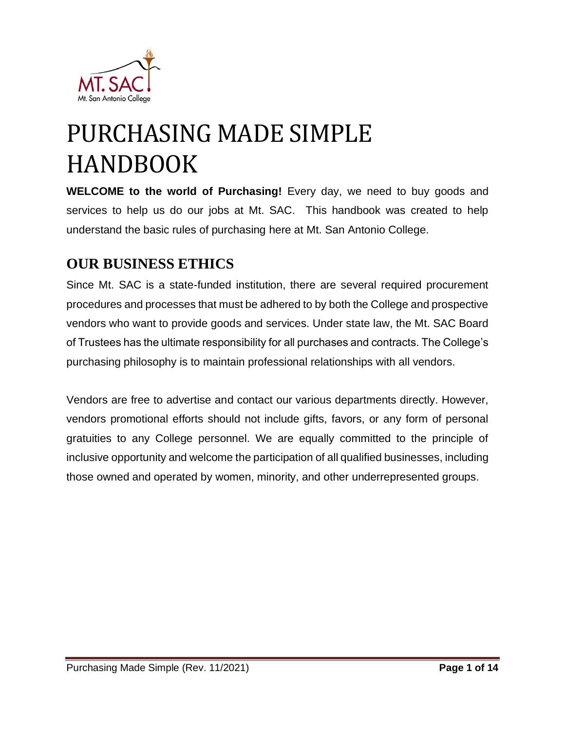# PURCHASING MADE SIMPLE HANDBOOK

**WELCOME to the world of Purchasing!** Every day, we need to buy goods and services to help us do our jobs at Mt. SAC. This handbook was created to help understand the basic rules of purchasing here at Mt. San Antonio College.

## OUR BUSINESS ETHICS

Since Mt. SAC is a state-funded institution, there are several required procurement procedures and processes that must be adhered to by both the College and prospective vendors who want to provide goods and services. Under state law, the Mt. SAC Board of Trustees has the ultimate responsibility for all purchases and contracts. The College's purchasing philosophy is to maintain professional relationships with all vendors.

Vendors are free to advertise and contact our various departments directly. However, vendors promotional efforts should not include gifts, favors, or any form of personal gratuities to any College personnel. We are equally committed to the principle of inclusive opportunity and welcome the participation of all qualified businesses, including those owned and operated by women, minority, and other underrepresented groups.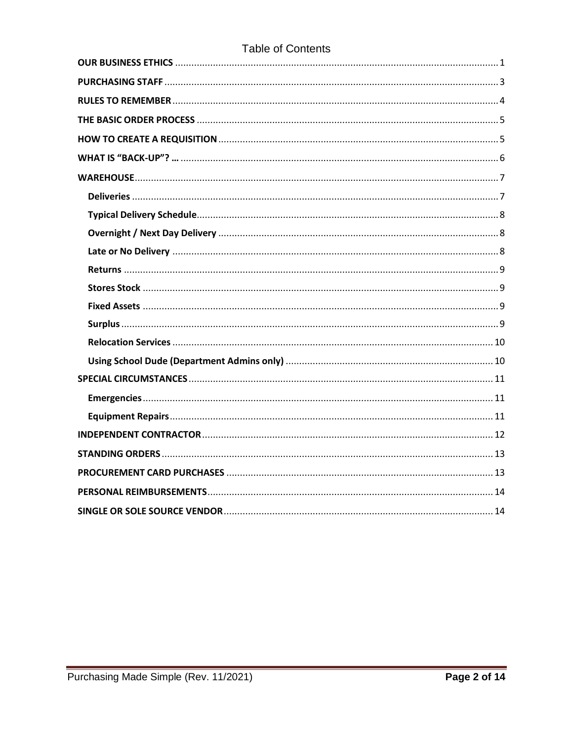# Table of Contents

- **OUR BUSINESS ETHICS** ... 1
- **PURCHASING STAFF** ... 3
- **RULES TO REMEMBER** ... 4
- **THE BASIC ORDER PROCESS** ... 5
- **HOW TO CREATE A REQUISITION** ... 5
- **WHAT IS "BACK-UP"? …** ... 6
- **WAREHOUSE** ... 7
  - **Deliveries** ... 7
  - **Typical Delivery Schedule** ... 8
  - **Overnight / Next Day Delivery** ... 8
  - **Late or No Delivery** ... 8
  - **Returns** ... 9
  - **Stores Stock** ... 9
  - **Fixed Assets** ... 9
  - **Surplus** ... 9
  - **Relocation Services** ... 10
  - **Using School Dude (Department Admins only)** ... 10
- **SPECIAL CIRCUMSTANCES** ... 11
  - **Emergencies** ... 11
  - **Equipment Repairs** ... 11
- **INDEPENDENT CONTRACTOR** ... 12
- **STANDING ORDERS** ... 13
- **PROCUREMENT CARD PURCHASES** ... 13
- **PERSONAL REIMBURSEMENTS** ... 14
- **SINGLE OR SOLE SOURCE VENDOR** ... 14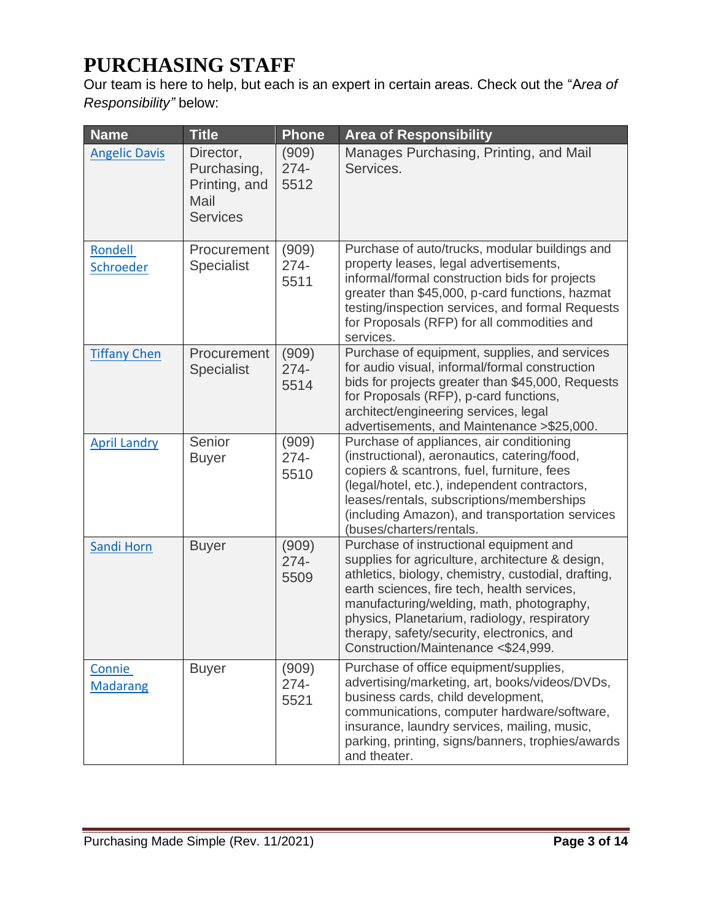# PURCHASING STAFF

Our team is here to help, but each is an expert in certain areas. Check out the "A*rea of Responsibility"* below:

| Name | Title | Phone | Area of Responsibility |
|---|---|---|---|
| Angelic Davis | Director, Purchasing, Printing, and Mail Services | (909) 274-5512 | Manages Purchasing, Printing, and Mail Services. |
| Rondell Schroeder | Procurement Specialist | (909) 274-5511 | Purchase of auto/trucks, modular buildings and property leases, legal advertisements, informal/formal construction bids for projects greater than $45,000, p-card functions, hazmat testing/inspection services, and formal Requests for Proposals (RFP) for all commodities and services. |
| Tiffany Chen | Procurement Specialist | (909) 274-5514 | Purchase of equipment, supplies, and services for audio visual, informal/formal construction bids for projects greater than $45,000, Requests for Proposals (RFP), p-card functions, architect/engineering services, legal advertisements, and Maintenance >$25,000. |
| April Landry | Senior Buyer | (909) 274-5510 | Purchase of appliances, air conditioning (instructional), aeronautics, catering/food, copiers & scantrons, fuel, furniture, fees (legal/hotel, etc.), independent contractors, leases/rentals, subscriptions/memberships (including Amazon), and transportation services (buses/charters/rentals. |
| Sandi Horn | Buyer | (909) 274-5509 | Purchase of instructional equipment and supplies for agriculture, architecture & design, athletics, biology, chemistry, custodial, drafting, earth sciences, fire tech, health services, manufacturing/welding, math, photography, physics, Planetarium, radiology, respiratory therapy, safety/security, electronics, and Construction/Maintenance <$24,999. |
| Connie Madarang | Buyer | (909) 274-5521 | Purchase of office equipment/supplies, advertising/marketing, art, books/videos/DVDs, business cards, child development, communications, computer hardware/software, insurance, laundry services, mailing, music, parking, printing, signs/banners, trophies/awards and theater. |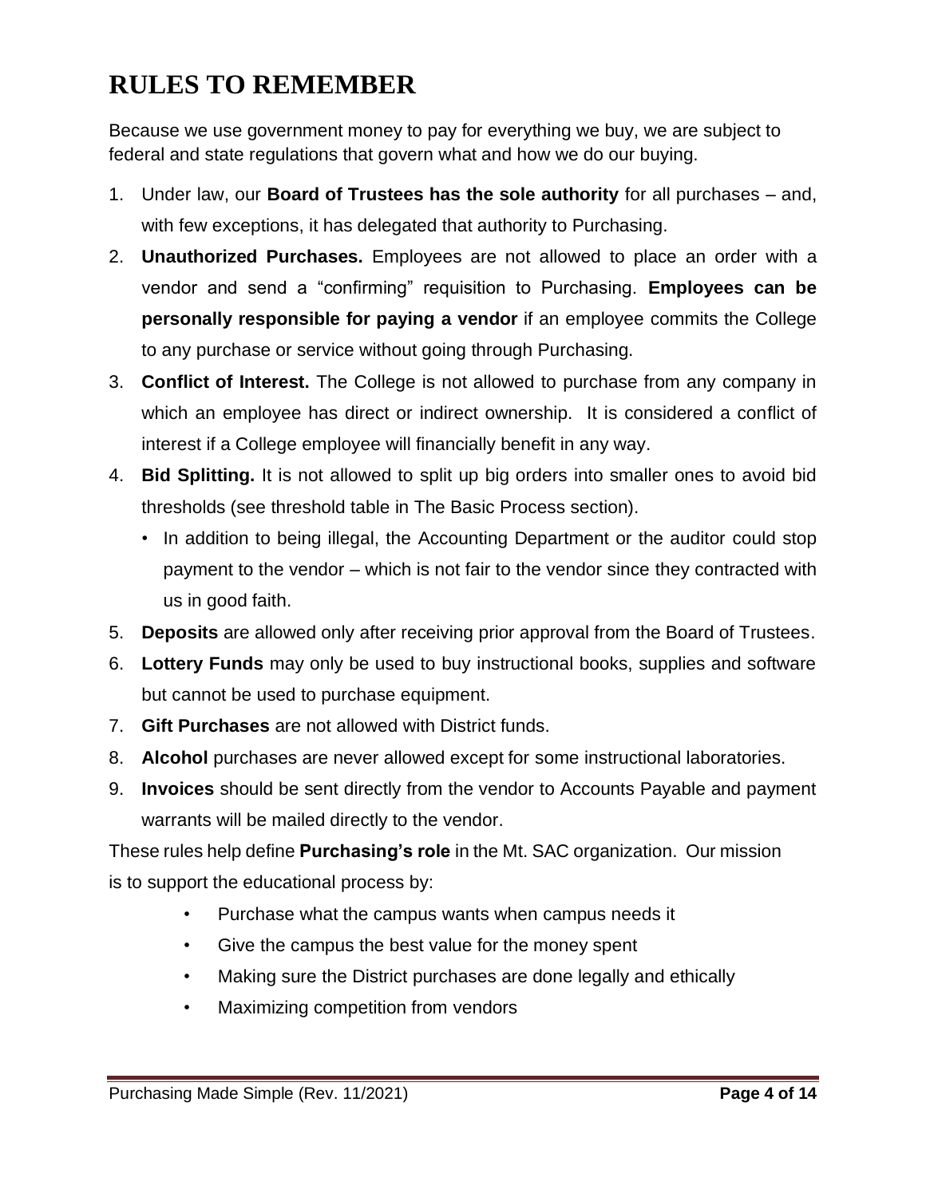# RULES TO REMEMBER

Because we use government money to pay for everything we buy, we are subject to federal and state regulations that govern what and how we do our buying.

1. Under law, our **Board of Trustees has the sole authority** for all purchases – and, with few exceptions, it has delegated that authority to Purchasing.
2. **Unauthorized Purchases.** Employees are not allowed to place an order with a vendor and send a "confirming" requisition to Purchasing. **Employees can be personally responsible for paying a vendor** if an employee commits the College to any purchase or service without going through Purchasing.
3. **Conflict of Interest.** The College is not allowed to purchase from any company in which an employee has direct or indirect ownership. It is considered a conflict of interest if a College employee will financially benefit in any way.
4. **Bid Splitting.** It is not allowed to split up big orders into smaller ones to avoid bid thresholds (see threshold table in The Basic Process section).
   - In addition to being illegal, the Accounting Department or the auditor could stop payment to the vendor – which is not fair to the vendor since they contracted with us in good faith.
5. **Deposits** are allowed only after receiving prior approval from the Board of Trustees.
6. **Lottery Funds** may only be used to buy instructional books, supplies and software but cannot be used to purchase equipment.
7. **Gift Purchases** are not allowed with District funds.
8. **Alcohol** purchases are never allowed except for some instructional laboratories.
9. **Invoices** should be sent directly from the vendor to Accounts Payable and payment warrants will be mailed directly to the vendor.

These rules help define **Purchasing's role** in the Mt. SAC organization. Our mission is to support the educational process by:

- Purchase what the campus wants when campus needs it
- Give the campus the best value for the money spent
- Making sure the District purchases are done legally and ethically
- Maximizing competition from vendors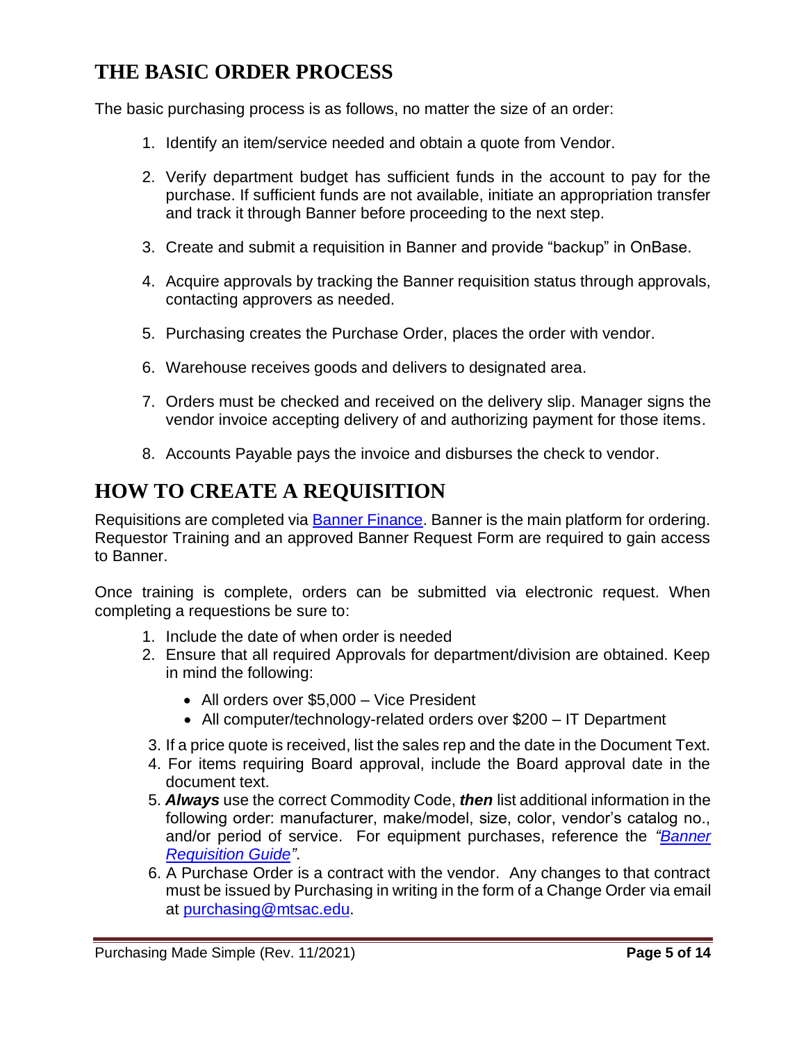## THE BASIC ORDER PROCESS

The basic purchasing process is as follows, no matter the size of an order:

1. Identify an item/service needed and obtain a quote from Vendor.
2. Verify department budget has sufficient funds in the account to pay for the purchase. If sufficient funds are not available, initiate an appropriation transfer and track it through Banner before proceeding to the next step.
3. Create and submit a requisition in Banner and provide "backup" in OnBase.
4. Acquire approvals by tracking the Banner requisition status through approvals, contacting approvers as needed.
5. Purchasing creates the Purchase Order, places the order with vendor.
6. Warehouse receives goods and delivers to designated area.
7. Orders must be checked and received on the delivery slip. Manager signs the vendor invoice accepting delivery of and authorizing payment for those items.
8. Accounts Payable pays the invoice and disburses the check to vendor.

## HOW TO CREATE A REQUISITION

Requisitions are completed via [Banner Finance](). Banner is the main platform for ordering. Requestor Training and an approved Banner Request Form are required to gain access to Banner.

Once training is complete, orders can be submitted via electronic request. When completing a requestions be sure to:

1. Include the date of when order is needed
2. Ensure that all required Approvals for department/division are obtained. Keep in mind the following:
   - All orders over $5,000 – Vice President
   - All computer/technology-related orders over $200 – IT Department
3. If a price quote is received, list the sales rep and the date in the Document Text.
4. For items requiring Board approval, include the Board approval date in the document text.
5. ***Always*** use the correct Commodity Code, ***then*** list additional information in the following order: manufacturer, make/model, size, color, vendor's catalog no., and/or period of service. For equipment purchases, reference the *"[Banner Requisition Guide]()"*.
6. A Purchase Order is a contract with the vendor. Any changes to that contract must be issued by Purchasing in writing in the form of a Change Order via email at [purchasing@mtsac.edu](mailto:purchasing@mtsac.edu).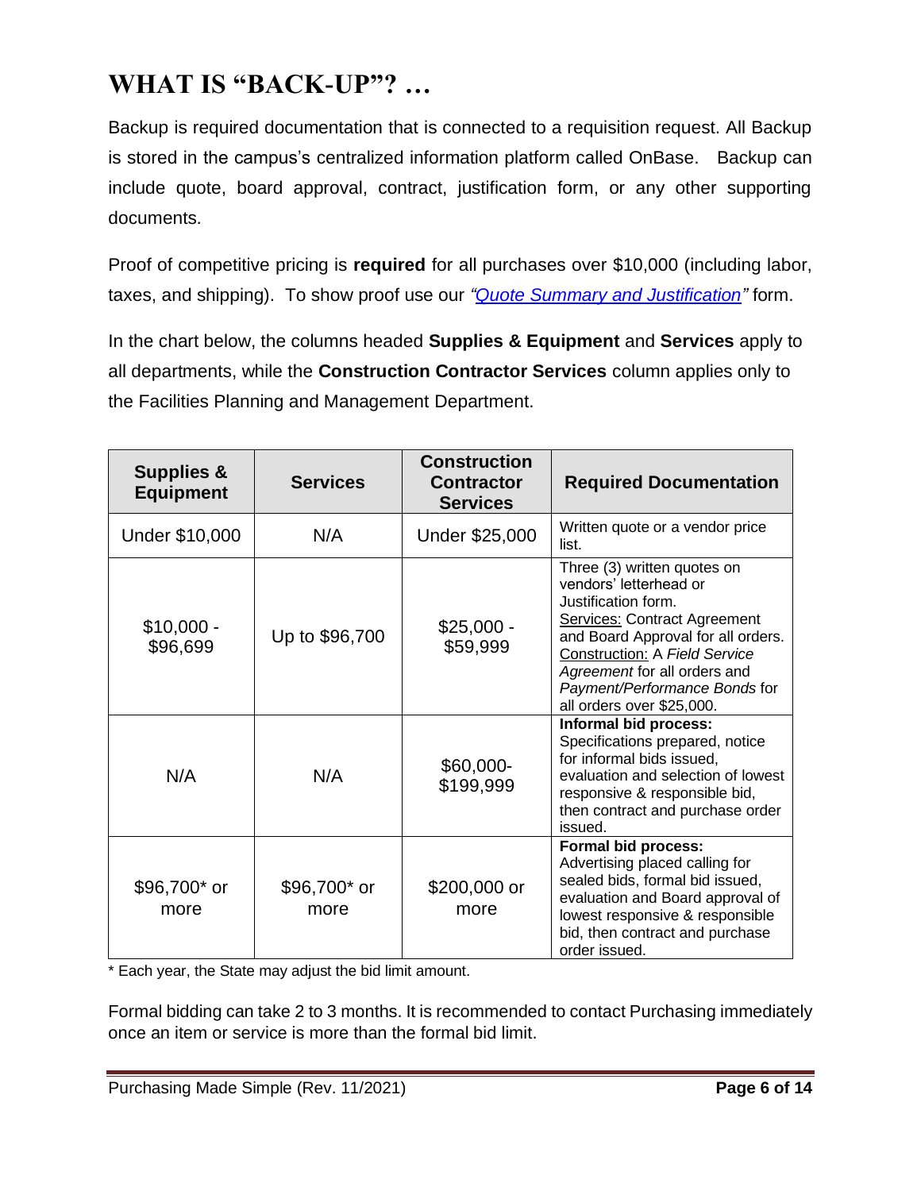# WHAT IS "BACK-UP"? …

Backup is required documentation that is connected to a requisition request. All Backup is stored in the campus's centralized information platform called OnBase. Backup can include quote, board approval, contract, justification form, or any other supporting documents.

Proof of competitive pricing is **required** for all purchases over $10,000 (including labor, taxes, and shipping). To show proof use our *"Quote Summary and Justification"* form.

In the chart below, the columns headed **Supplies & Equipment** and **Services** apply to all departments, while the **Construction Contractor Services** column applies only to the Facilities Planning and Management Department.

| Supplies & Equipment | Services | Construction Contractor Services | Required Documentation |
|---|---|---|---|
| Under $10,000 | N/A | Under $25,000 | Written quote or a vendor price list. |
| $10,000 - $96,699 | Up to $96,700 | $25,000 - $59,999 | Three (3) written quotes on vendors' letterhead or Justification form. Services: Contract Agreement and Board Approval for all orders. Construction: A *Field Service Agreement* for all orders and *Payment/Performance Bonds* for all orders over $25,000. |
| N/A | N/A | $60,000- $199,999 | **Informal bid process:** Specifications prepared, notice for informal bids issued, evaluation and selection of lowest responsive & responsible bid, then contract and purchase order issued. |
| $96,700* or more | $96,700* or more | $200,000 or more | **Formal bid process:** Advertising placed calling for sealed bids, formal bid issued, evaluation and Board approval of lowest responsive & responsible bid, then contract and purchase order issued. |

* Each year, the State may adjust the bid limit amount.

Formal bidding can take 2 to 3 months. It is recommended to contact Purchasing immediately once an item or service is more than the formal bid limit.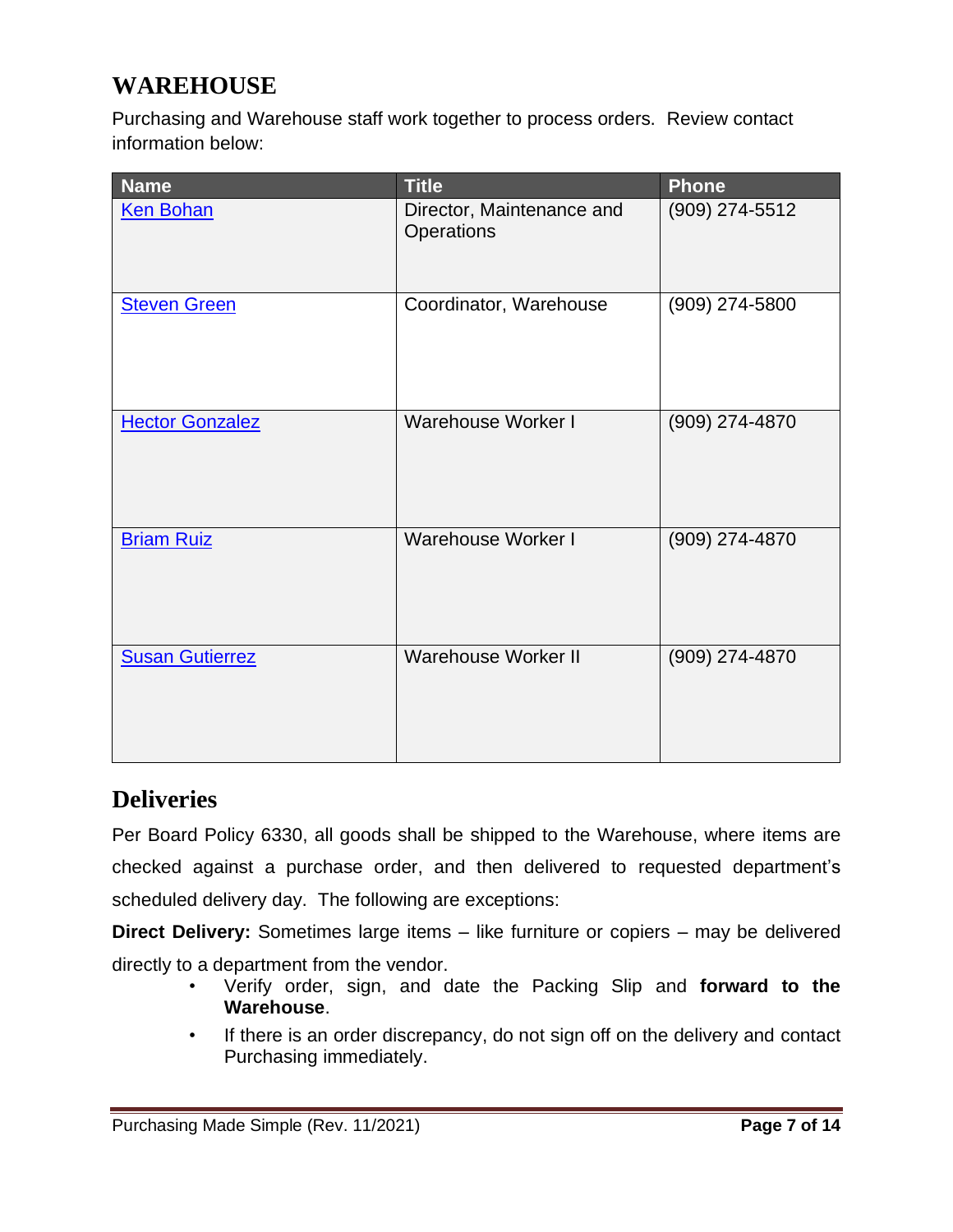# WAREHOUSE

Purchasing and Warehouse staff work together to process orders. Review contact information below:

| Name | Title | Phone |
|---|---|---|
| Ken Bohan | Director, Maintenance and Operations | (909) 274-5512 |
| Steven Green | Coordinator, Warehouse | (909) 274-5800 |
| Hector Gonzalez | Warehouse Worker I | (909) 274-4870 |
| Briam Ruiz | Warehouse Worker I | (909) 274-4870 |
| Susan Gutierrez | Warehouse Worker II | (909) 274-4870 |

## Deliveries

Per Board Policy 6330, all goods shall be shipped to the Warehouse, where items are checked against a purchase order, and then delivered to requested department's scheduled delivery day. The following are exceptions:

**Direct Delivery:** Sometimes large items – like furniture or copiers – may be delivered directly to a department from the vendor.

- Verify order, sign, and date the Packing Slip and **forward to the Warehouse**.
- If there is an order discrepancy, do not sign off on the delivery and contact Purchasing immediately.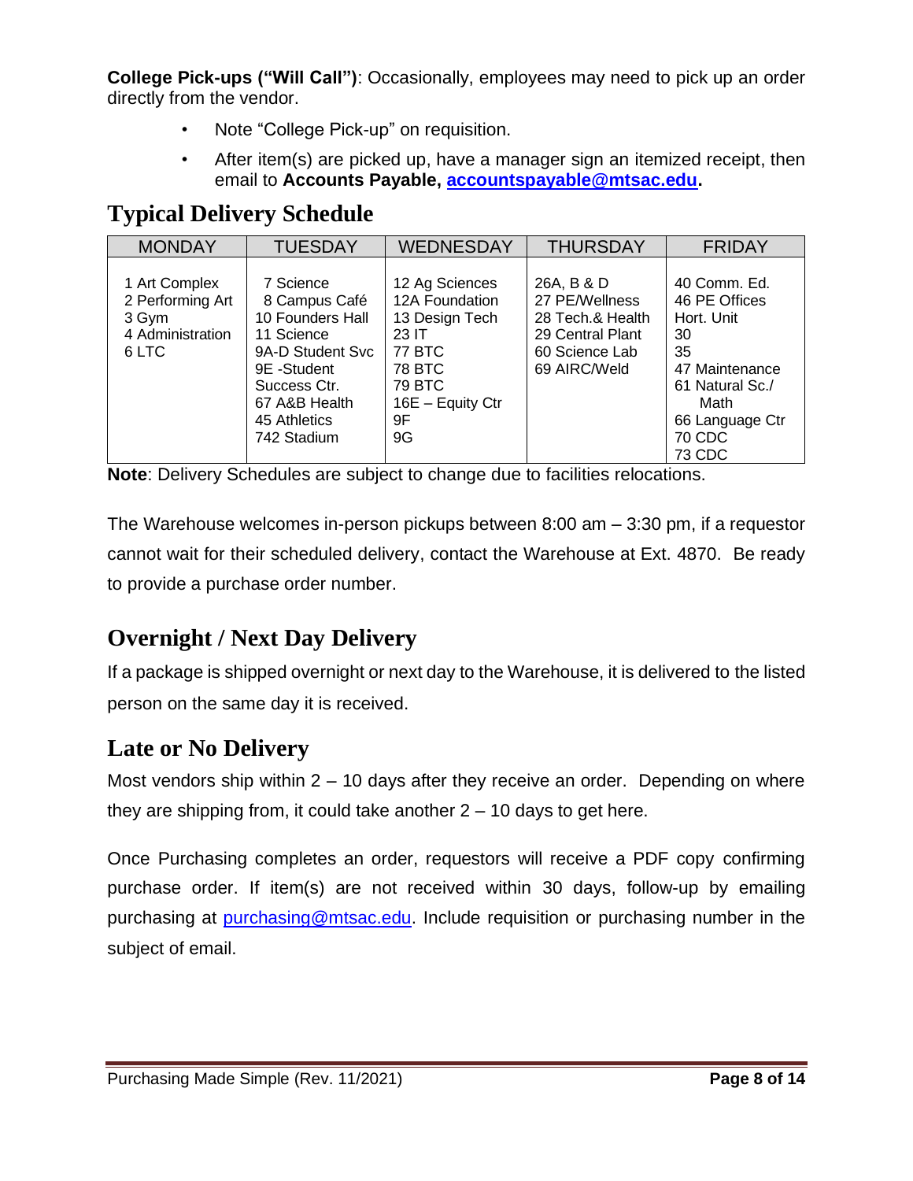**College Pick-ups ("Will Call")**: Occasionally, employees may need to pick up an order directly from the vendor.

- Note "College Pick-up" on requisition.
- After item(s) are picked up, have a manager sign an itemized receipt, then email to **Accounts Payable, accountspayable@mtsac.edu.**

## Typical Delivery Schedule

| MONDAY | TUESDAY | WEDNESDAY | THURSDAY | FRIDAY |
|---|---|---|---|---|
| 1 Art Complex<br>2 Performing Art<br>3 Gym<br>4 Administration<br>6 LTC | 7 Science<br>8 Campus Café<br>10 Founders Hall<br>11 Science<br>9A-D Student Svc<br>9E -Student Success Ctr.<br>67 A&B Health<br>45 Athletics<br>742 Stadium | 12 Ag Sciences<br>12A Foundation<br>13 Design Tech<br>23 IT<br>77 BTC<br>78 BTC<br>79 BTC<br>16E – Equity Ctr<br>9F<br>9G | 26A, B & D<br>27 PE/Wellness<br>28 Tech.& Health<br>29 Central Plant<br>60 Science Lab<br>69 AIRC/Weld | 40 Comm. Ed.<br>46 PE Offices<br>Hort. Unit<br>30<br>35<br>47 Maintenance<br>61 Natural Sc./ Math<br>66 Language Ctr<br>70 CDC<br>73 CDC |

**Note**: Delivery Schedules are subject to change due to facilities relocations.

The Warehouse welcomes in-person pickups between 8:00 am – 3:30 pm, if a requestor cannot wait for their scheduled delivery, contact the Warehouse at Ext. 4870. Be ready to provide a purchase order number.

## Overnight / Next Day Delivery

If a package is shipped overnight or next day to the Warehouse, it is delivered to the listed person on the same day it is received.

## Late or No Delivery

Most vendors ship within 2 – 10 days after they receive an order. Depending on where they are shipping from, it could take another 2 – 10 days to get here.

Once Purchasing completes an order, requestors will receive a PDF copy confirming purchase order. If item(s) are not received within 30 days, follow-up by emailing purchasing at purchasing@mtsac.edu. Include requisition or purchasing number in the subject of email.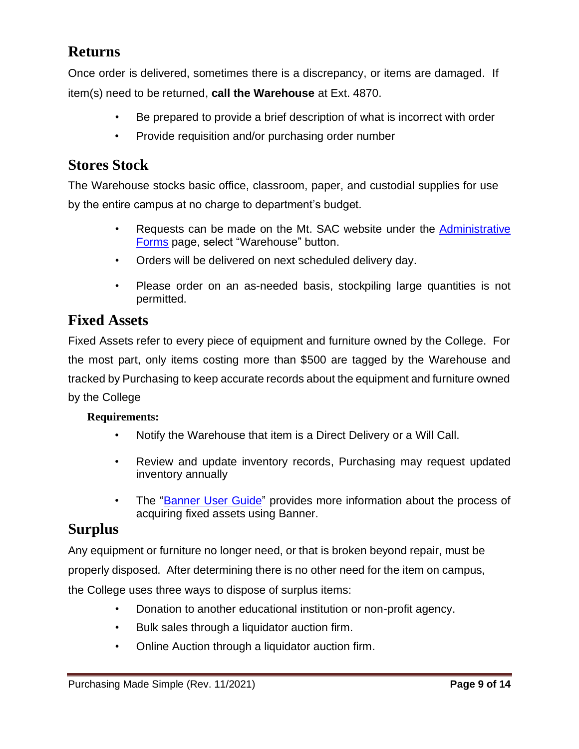## Returns

Once order is delivered, sometimes there is a discrepancy, or items are damaged. If item(s) need to be returned, **call the Warehouse** at Ext. 4870.

- Be prepared to provide a brief description of what is incorrect with order
- Provide requisition and/or purchasing order number

## Stores Stock

The Warehouse stocks basic office, classroom, paper, and custodial supplies for use by the entire campus at no charge to department's budget.

- Requests can be made on the Mt. SAC website under the Administrative Forms page, select "Warehouse" button.
- Orders will be delivered on next scheduled delivery day.
- Please order on an as-needed basis, stockpiling large quantities is not permitted.

## Fixed Assets

Fixed Assets refer to every piece of equipment and furniture owned by the College. For the most part, only items costing more than $500 are tagged by the Warehouse and tracked by Purchasing to keep accurate records about the equipment and furniture owned by the College

**Requirements:**

- Notify the Warehouse that item is a Direct Delivery or a Will Call.
- Review and update inventory records, Purchasing may request updated inventory annually
- The "Banner User Guide" provides more information about the process of acquiring fixed assets using Banner.

## Surplus

Any equipment or furniture no longer need, or that is broken beyond repair, must be properly disposed. After determining there is no other need for the item on campus, the College uses three ways to dispose of surplus items:

- Donation to another educational institution or non-profit agency.
- Bulk sales through a liquidator auction firm.
- Online Auction through a liquidator auction firm.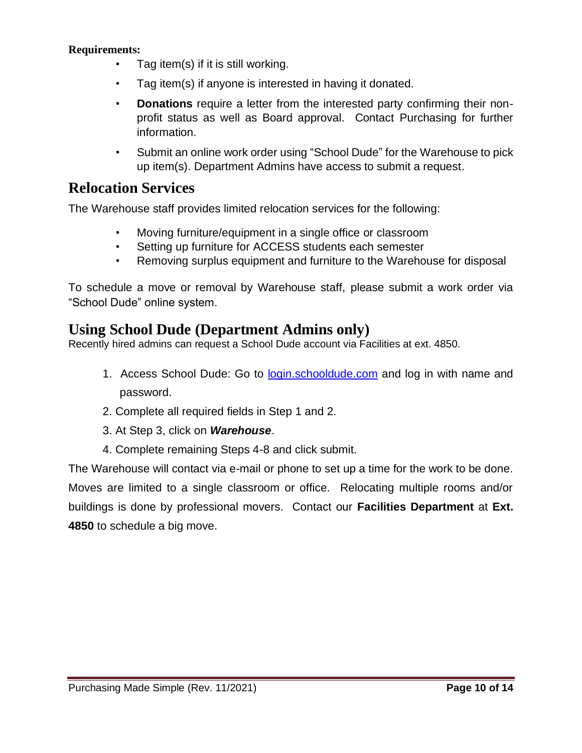**Requirements:**

- Tag item(s) if it is still working.
- Tag item(s) if anyone is interested in having it donated.
- **Donations** require a letter from the interested party confirming their non-profit status as well as Board approval. Contact Purchasing for further information.
- Submit an online work order using "School Dude" for the Warehouse to pick up item(s). Department Admins have access to submit a request.

## Relocation Services

The Warehouse staff provides limited relocation services for the following:

- Moving furniture/equipment in a single office or classroom
- Setting up furniture for ACCESS students each semester
- Removing surplus equipment and furniture to the Warehouse for disposal

To schedule a move or removal by Warehouse staff, please submit a work order via "School Dude" online system.

## Using School Dude (Department Admins only)

Recently hired admins can request a School Dude account via Facilities at ext. 4850.

1. Access School Dude: Go to [login.schooldude.com](login.schooldude.com) and log in with name and password.
2. Complete all required fields in Step 1 and 2.
3. At Step 3, click on ***Warehouse***.
4. Complete remaining Steps 4-8 and click submit.

The Warehouse will contact via e-mail or phone to set up a time for the work to be done. Moves are limited to a single classroom or office. Relocating multiple rooms and/or buildings is done by professional movers. Contact our **Facilities Department** at **Ext. 4850** to schedule a big move.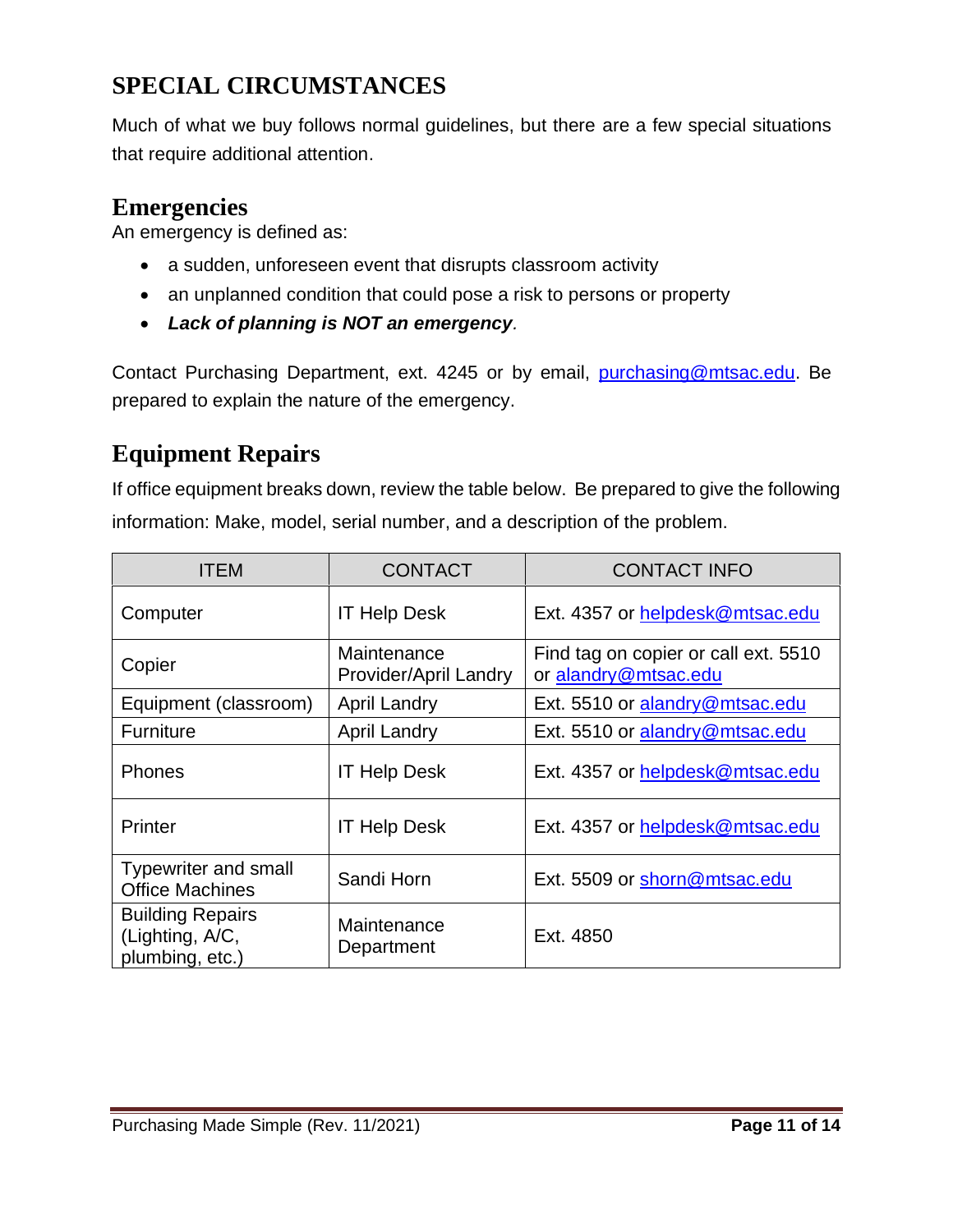# SPECIAL CIRCUMSTANCES

Much of what we buy follows normal guidelines, but there are a few special situations that require additional attention.

## Emergencies

An emergency is defined as:

- a sudden, unforeseen event that disrupts classroom activity
- an unplanned condition that could pose a risk to persons or property
- ***Lack of planning is NOT an emergency***.

Contact Purchasing Department, ext. 4245 or by email, purchasing@mtsac.edu. Be prepared to explain the nature of the emergency.

## Equipment Repairs

If office equipment breaks down, review the table below. Be prepared to give the following information: Make, model, serial number, and a description of the problem.

| ITEM | CONTACT | CONTACT INFO |
| --- | --- | --- |
| Computer | IT Help Desk | Ext. 4357 or helpdesk@mtsac.edu |
| Copier | Maintenance Provider/April Landry | Find tag on copier or call ext. 5510 or alandry@mtsac.edu |
| Equipment (classroom) | April Landry | Ext. 5510 or alandry@mtsac.edu |
| Furniture | April Landry | Ext. 5510 or alandry@mtsac.edu |
| Phones | IT Help Desk | Ext. 4357 or helpdesk@mtsac.edu |
| Printer | IT Help Desk | Ext. 4357 or helpdesk@mtsac.edu |
| Typewriter and small Office Machines | Sandi Horn | Ext. 5509 or shorn@mtsac.edu |
| Building Repairs (Lighting, A/C, plumbing, etc.) | Maintenance Department | Ext. 4850 |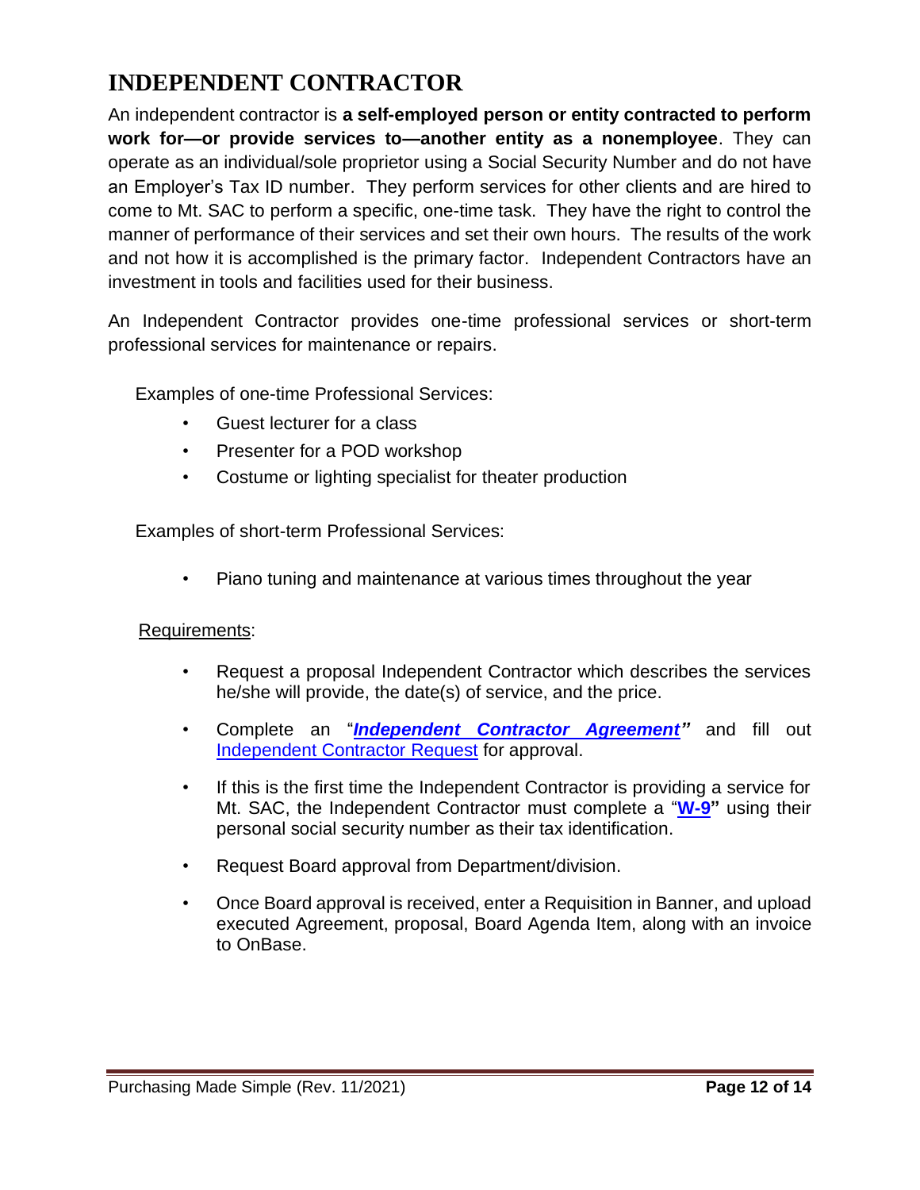# INDEPENDENT CONTRACTOR

An independent contractor is **a self-employed person or entity contracted to perform work for—or provide services to—another entity as a nonemployee**. They can operate as an individual/sole proprietor using a Social Security Number and do not have an Employer's Tax ID number. They perform services for other clients and are hired to come to Mt. SAC to perform a specific, one-time task. They have the right to control the manner of performance of their services and set their own hours. The results of the work and not how it is accomplished is the primary factor. Independent Contractors have an investment in tools and facilities used for their business.

An Independent Contractor provides one-time professional services or short-term professional services for maintenance or repairs.

Examples of one-time Professional Services:

- Guest lecturer for a class
- Presenter for a POD workshop
- Costume or lighting specialist for theater production

Examples of short-term Professional Services:

- Piano tuning and maintenance at various times throughout the year

Requirements:

- Request a proposal Independent Contractor which describes the services he/she will provide, the date(s) of service, and the price.
- Complete an "***Independent Contractor Agreement***" and fill out Independent Contractor Request for approval.
- If this is the first time the Independent Contractor is providing a service for Mt. SAC, the Independent Contractor must complete a "**W-9**" using their personal social security number as their tax identification.
- Request Board approval from Department/division.
- Once Board approval is received, enter a Requisition in Banner, and upload executed Agreement, proposal, Board Agenda Item, along with an invoice to OnBase.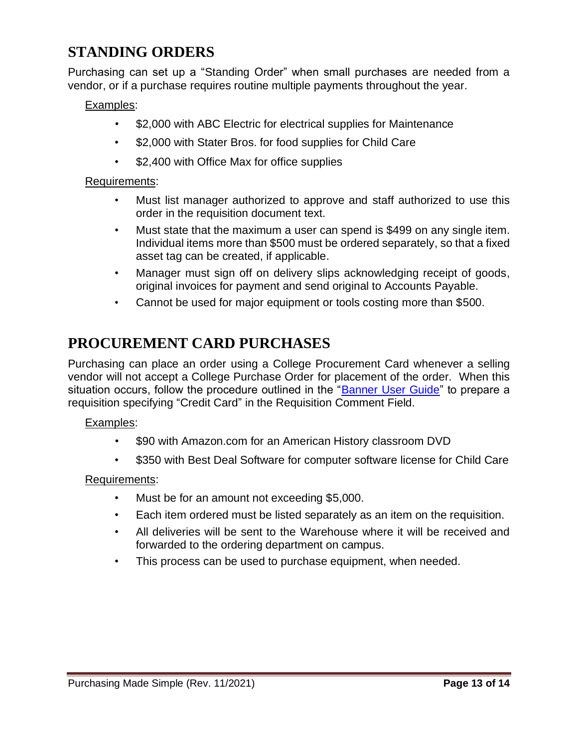## STANDING ORDERS

Purchasing can set up a "Standing Order" when small purchases are needed from a vendor, or if a purchase requires routine multiple payments throughout the year.

Examples:

- $2,000 with ABC Electric for electrical supplies for Maintenance
- $2,000 with Stater Bros. for food supplies for Child Care
- $2,400 with Office Max for office supplies

Requirements:

- Must list manager authorized to approve and staff authorized to use this order in the requisition document text.
- Must state that the maximum a user can spend is $499 on any single item. Individual items more than $500 must be ordered separately, so that a fixed asset tag can be created, if applicable.
- Manager must sign off on delivery slips acknowledging receipt of goods, original invoices for payment and send original to Accounts Payable.
- Cannot be used for major equipment or tools costing more than $500.

## PROCUREMENT CARD PURCHASES

Purchasing can place an order using a College Procurement Card whenever a selling vendor will not accept a College Purchase Order for placement of the order. When this situation occurs, follow the procedure outlined in the "Banner User Guide" to prepare a requisition specifying "Credit Card" in the Requisition Comment Field.

Examples:

- $90 with Amazon.com for an American History classroom DVD
- $350 with Best Deal Software for computer software license for Child Care

Requirements:

- Must be for an amount not exceeding $5,000.
- Each item ordered must be listed separately as an item on the requisition.
- All deliveries will be sent to the Warehouse where it will be received and forwarded to the ordering department on campus.
- This process can be used to purchase equipment, when needed.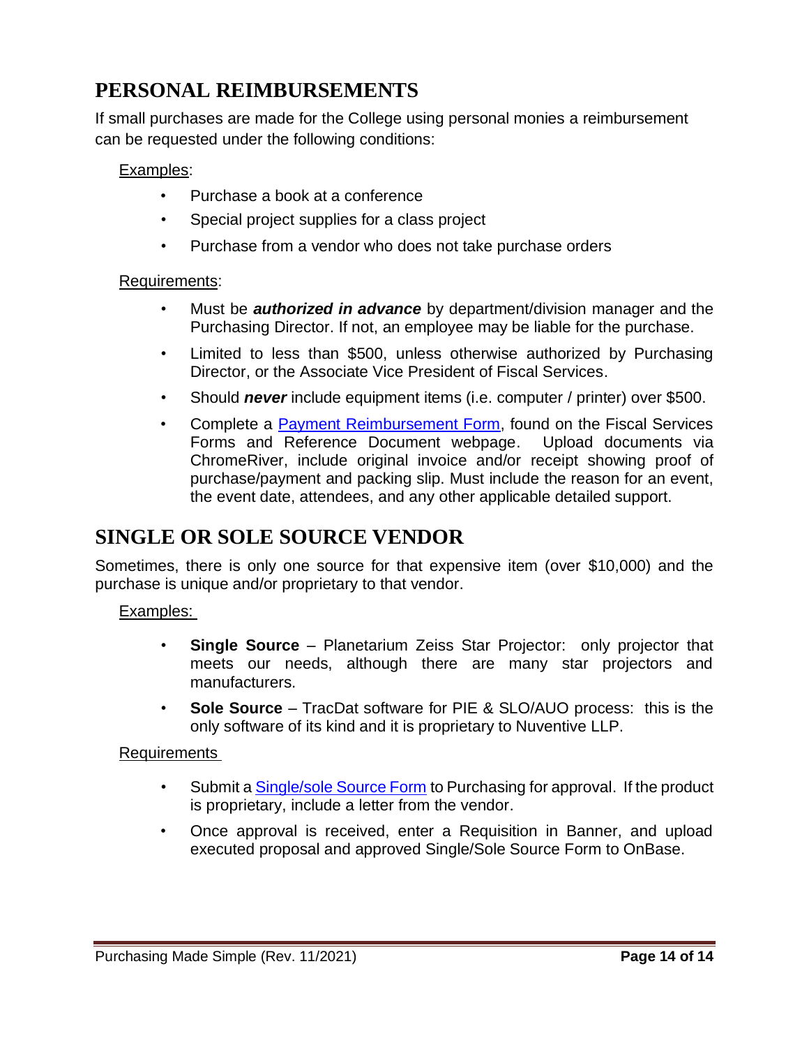## PERSONAL REIMBURSEMENTS

If small purchases are made for the College using personal monies a reimbursement can be requested under the following conditions:

Examples:

- Purchase a book at a conference
- Special project supplies for a class project
- Purchase from a vendor who does not take purchase orders

Requirements:

- Must be ***authorized in advance*** by department/division manager and the Purchasing Director. If not, an employee may be liable for the purchase.
- Limited to less than $500, unless otherwise authorized by Purchasing Director, or the Associate Vice President of Fiscal Services.
- Should ***never*** include equipment items (i.e. computer / printer) over $500.
- Complete a Payment Reimbursement Form, found on the Fiscal Services Forms and Reference Document webpage. Upload documents via ChromeRiver, include original invoice and/or receipt showing proof of purchase/payment and packing slip. Must include the reason for an event, the event date, attendees, and any other applicable detailed support.

## SINGLE OR SOLE SOURCE VENDOR

Sometimes, there is only one source for that expensive item (over $10,000) and the purchase is unique and/or proprietary to that vendor.

Examples:

- **Single Source** – Planetarium Zeiss Star Projector: only projector that meets our needs, although there are many star projectors and manufacturers.
- **Sole Source** – TracDat software for PIE & SLO/AUO process: this is the only software of its kind and it is proprietary to Nuventive LLP.

Requirements

- Submit a Single/sole Source Form to Purchasing for approval. If the product is proprietary, include a letter from the vendor.
- Once approval is received, enter a Requisition in Banner, and upload executed proposal and approved Single/Sole Source Form to OnBase.